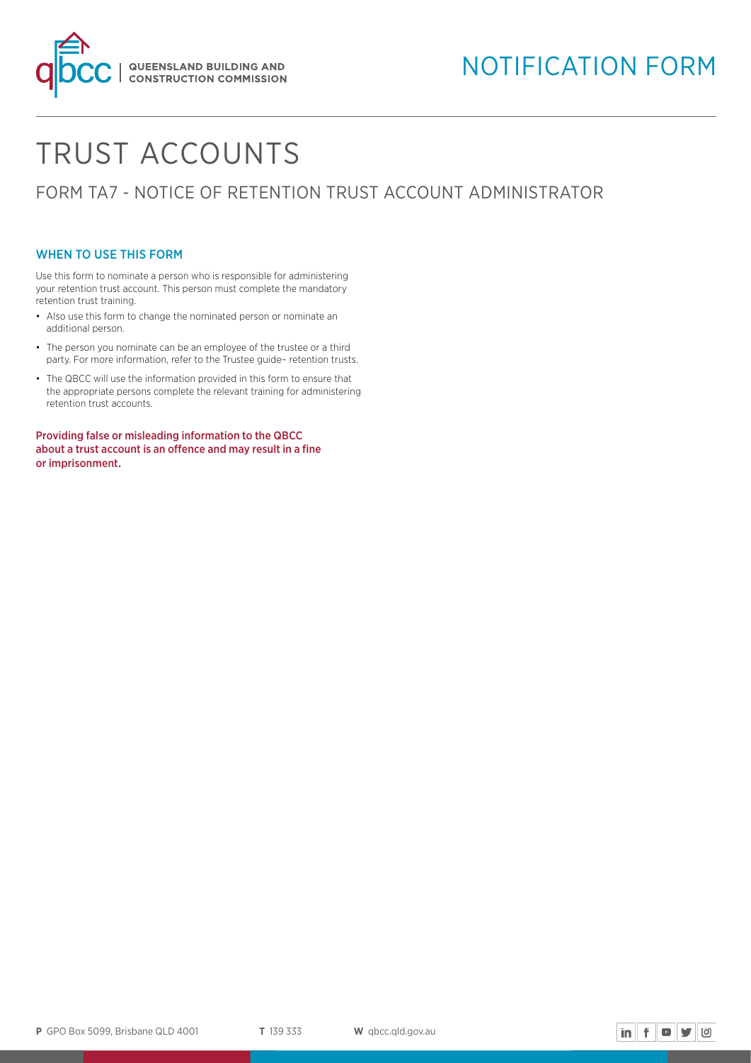NOTIFICATION FORM

# TRUST ACCOUNTS

## FORM TA7 - NOTICE OF RETENTION TRUST ACCOUNT ADMINISTRATOR

### WHEN TO USE THIS FORM

Use this form to nominate a person who is responsible for administering your retention trust account. This person must complete the mandatory retention trust training.

- Also use this form to change the nominated person or nominate an additional person.
- The person you nominate can be an employee of the trustee or a third party. For more information, refer to the Trustee guide– retention trusts.
- The QBCC will use the information provided in this form to ensure that the appropriate persons complete the relevant training for administering retention trust accounts.

**Providing false or misleading information to the QBCC about a trust account is an offence and may result in a fine or imprisonment.**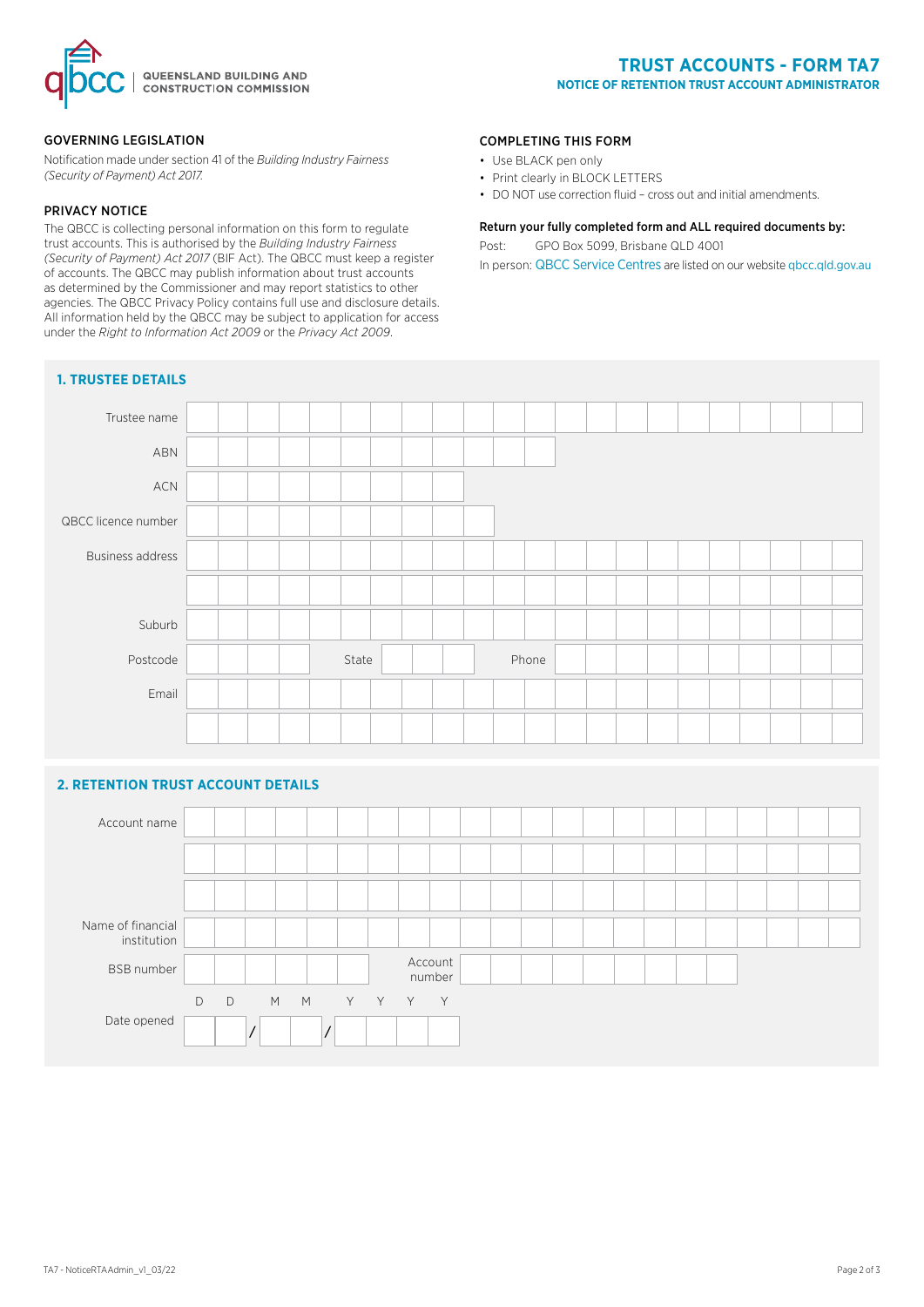# TRUST ACCOUNTS - FORM TA7

## NOTICE OF RETENTION TRUST ACCOUNT ADMINISTRATOR

### GOVERNING LEGISLATION

Notification made under section 41 of the *Building Industry Fairness (Security of Payment) Act 2017.*

### PRIVACY NOTICE

The QBCC is collecting personal information on this form to regulate trust accounts. This is authorised by the *Building Industry Fairness (Security of Payment) Act 2017* (BIF Act). The QBCC must keep a register of accounts. The QBCC may publish information about trust accounts as determined by the Commissioner and may report statistics to other agencies. The QBCC Privacy Policy contains full use and disclosure details. All information held by the QBCC may be subject to application for access under the *Right to Information Act 2009* or the *Privacy Act 2009*.

### COMPLETING THIS FORM

- Use BLACK pen only
- Print clearly in BLOCK LETTERS
- DO NOT use correction fluid – cross out and initial amendments.

**Return your fully completed form and ALL required documents by:**

Post: GPO Box 5099, Brisbane QLD 4001

In person: QBCC Service Centres are listed on our website qbcc.qld.gov.au

## 1. TRUSTEE DETAILS

Trustee name

ABN

ACN

QBCC licence number

Business address

Suburb

Postcode State Phone

Email

## 2. RETENTION TRUST ACCOUNT DETAILS

Account name

Name of financial institution

BSB number Account number

Date opened D D / M M / Y Y Y Y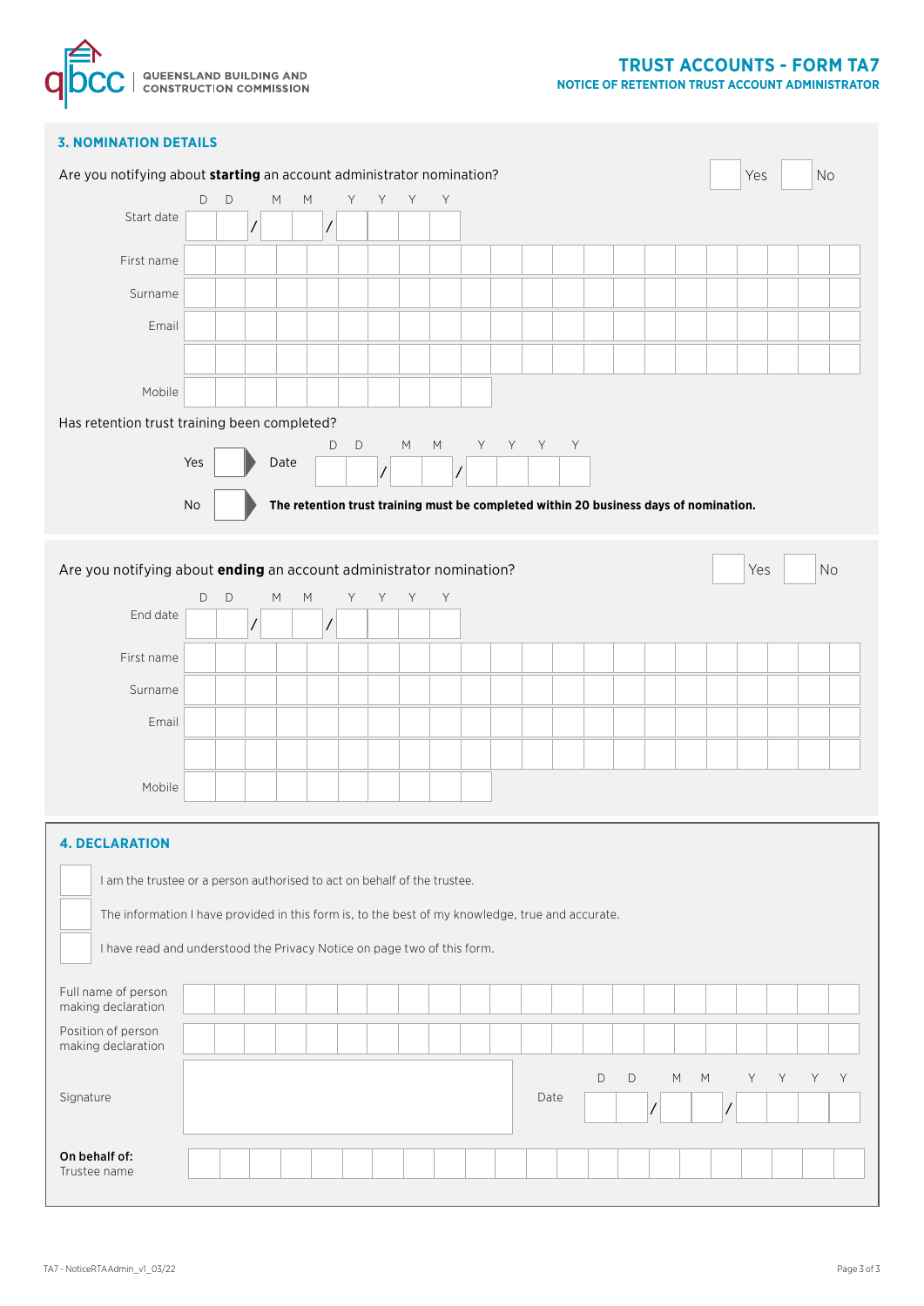QUEENSLAND BUILDING AND CONSTRUCTION COMMISSION

# TRUST ACCOUNTS - FORM TA7

## NOTICE OF RETENTION TRUST ACCOUNT ADMINISTRATOR

### 3. NOMINATION DETAILS

Are you notifying about **starting** an account administrator nomination? ☐ Yes ☐ No

Start date D D / M M / Y Y Y Y

First name

Surname

Email

Mobile

Has retention trust training been completed?

Yes ☐ ▶ Date D D / M M / Y Y Y Y

No ☐ ▶ **The retention trust training must be completed within 20 business days of nomination.**

Are you notifying about **ending** an account administrator nomination? ☐ Yes ☐ No

End date D D / M M / Y Y Y Y

First name

Surname

Email

Mobile

### 4. DECLARATION

☐ I am the trustee or a person authorised to act on behalf of the trustee.

☐ The information I have provided in this form is, to the best of my knowledge, true and accurate.

☐ I have read and understood the Privacy Notice on page two of this form.

Full name of person making declaration

Position of person making declaration

Signature

Date D D / M M / Y Y Y Y

**On behalf of:**
Trustee name

TA7 - NoticeRTAAdmin_v1_03/22